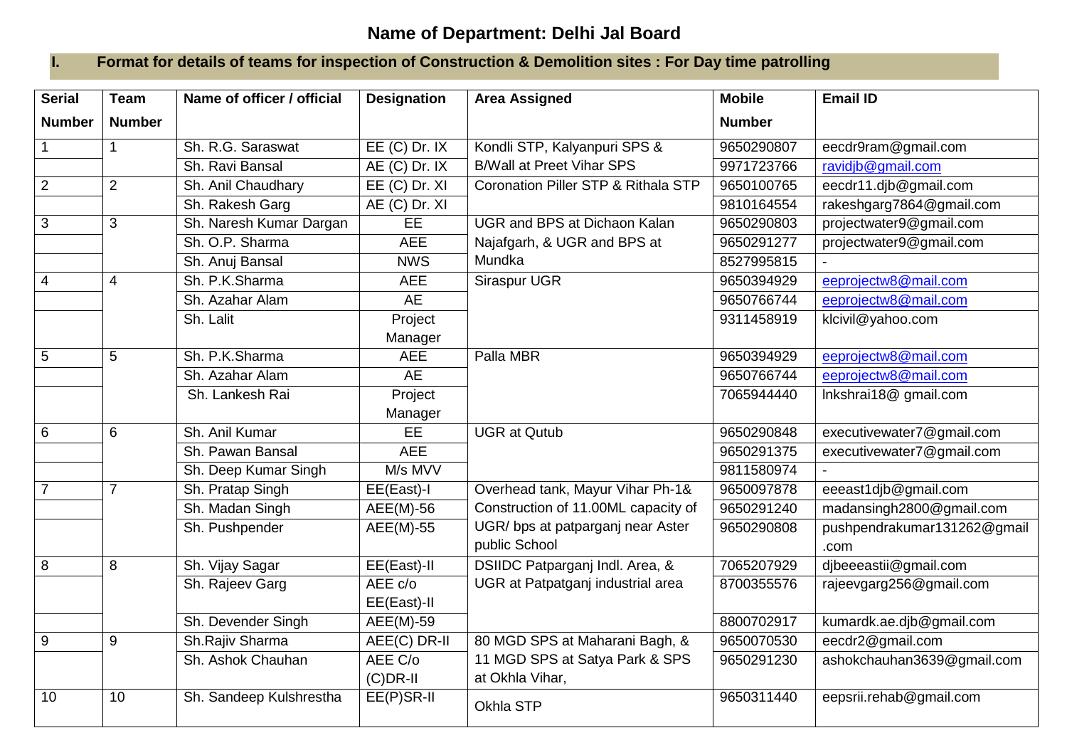# Name of Department: Delhi Jal Board

## I. Format for details of teams for inspection of Construction & Demolition sites : For Day time patrolling

| Serial Number | Team Number | Name of officer / official | Designation | Area Assigned | Mobile Number | Email ID |
|---|---|---|---|---|---|---|
| 1 | 1 | Sh. R.G. Saraswat | EE (C) Dr. IX | Kondli STP, Kalyanpuri SPS & B/Wall at Preet Vihar SPS | 9650290807 | eecdr9ram@gmail.com |
| | | Sh. Ravi Bansal | AE (C) Dr. IX | | 9971723766 | ravidjb@gmail.com |
| 2 | 2 | Sh. Anil Chaudhary | EE (C) Dr. XI | Coronation Piller STP & Rithala STP | 9650100765 | eecdr11.djb@gmail.com |
| | | Sh. Rakesh Garg | AE (C) Dr. XI | | 9810164554 | rakeshgarg7864@gmail.com |
| 3 | 3 | Sh. Naresh Kumar Dargan | EE | UGR and BPS at Dichaon Kalan Najafgarh, & UGR and BPS at Mundka | 9650290803 | projectwater9@gmail.com |
| | | Sh. O.P. Sharma | AEE | | 9650291277 | projectwater9@gmail.com |
| | | Sh. Anuj Bansal | NWS | | 8527995815 | - |
| 4 | 4 | Sh. P.K.Sharma | AEE | Siraspur UGR | 9650394929 | eeprojectw8@mail.com |
| | | Sh. Azahar Alam | AE | | 9650766744 | eeprojectw8@mail.com |
| | | Sh. Lalit | Project Manager | | 9311458919 | klcivil@yahoo.com |
| 5 | 5 | Sh. P.K.Sharma | AEE | Palla MBR | 9650394929 | eeprojectw8@mail.com |
| | | Sh. Azahar Alam | AE | | 9650766744 | eeprojectw8@mail.com |
| | | Sh. Lankesh Rai | Project Manager | | 7065944440 | lnkshrai18@ gmail.com |
| 6 | 6 | Sh. Anil Kumar | EE | UGR at Qutub | 9650290848 | executivewater7@gmail.com |
| | | Sh. Pawan Bansal | AEE | | 9650291375 | executivewater7@gmail.com |
| | | Sh. Deep Kumar Singh | M/s MVV | | 9811580974 | - |
| 7 | 7 | Sh. Pratap Singh | EE(East)-I | Overhead tank, Mayur Vihar Ph-1& Construction of 11.00ML capacity of UGR/ bps at patparganj near Aster public School | 9650097878 | eeeast1djb@gmail.com |
| | | Sh. Madan Singh | AEE(M)-56 | | 9650291240 | madansingh2800@gmail.com |
| | | Sh. Pushpender | AEE(M)-55 | | 9650290808 | pushpendrakumar131262@gmail.com |
| 8 | 8 | Sh. Vijay Sagar | EE(East)-II | DSIIDC Patparganj Indl. Area, & UGR at Patpatganj industrial area | 7065207929 | djbeeeastii@gmail.com |
| | | Sh. Rajeev Garg | AEE c/o EE(East)-II | | 8700355576 | rajeevgarg256@gmail.com |
| | | Sh. Devender Singh | AEE(M)-59 | | 8800702917 | kumardk.ae.djb@gmail.com |
| 9 | 9 | Sh.Rajiv Sharma | AEE(C) DR-II | 80 MGD SPS at Maharani Bagh, & 11 MGD SPS at Satya Park & SPS at Okhla Vihar, | 9650070530 | eecdr2@gmail.com |
| | | Sh. Ashok Chauhan | AEE C/o (C)DR-II | | 9650291230 | ashokchauhan3639@gmail.com |
| 10 | 10 | Sh. Sandeep Kulshrestha | EE(P)SR-II | Okhla STP | 9650311440 | eepsrii.rehab@gmail.com |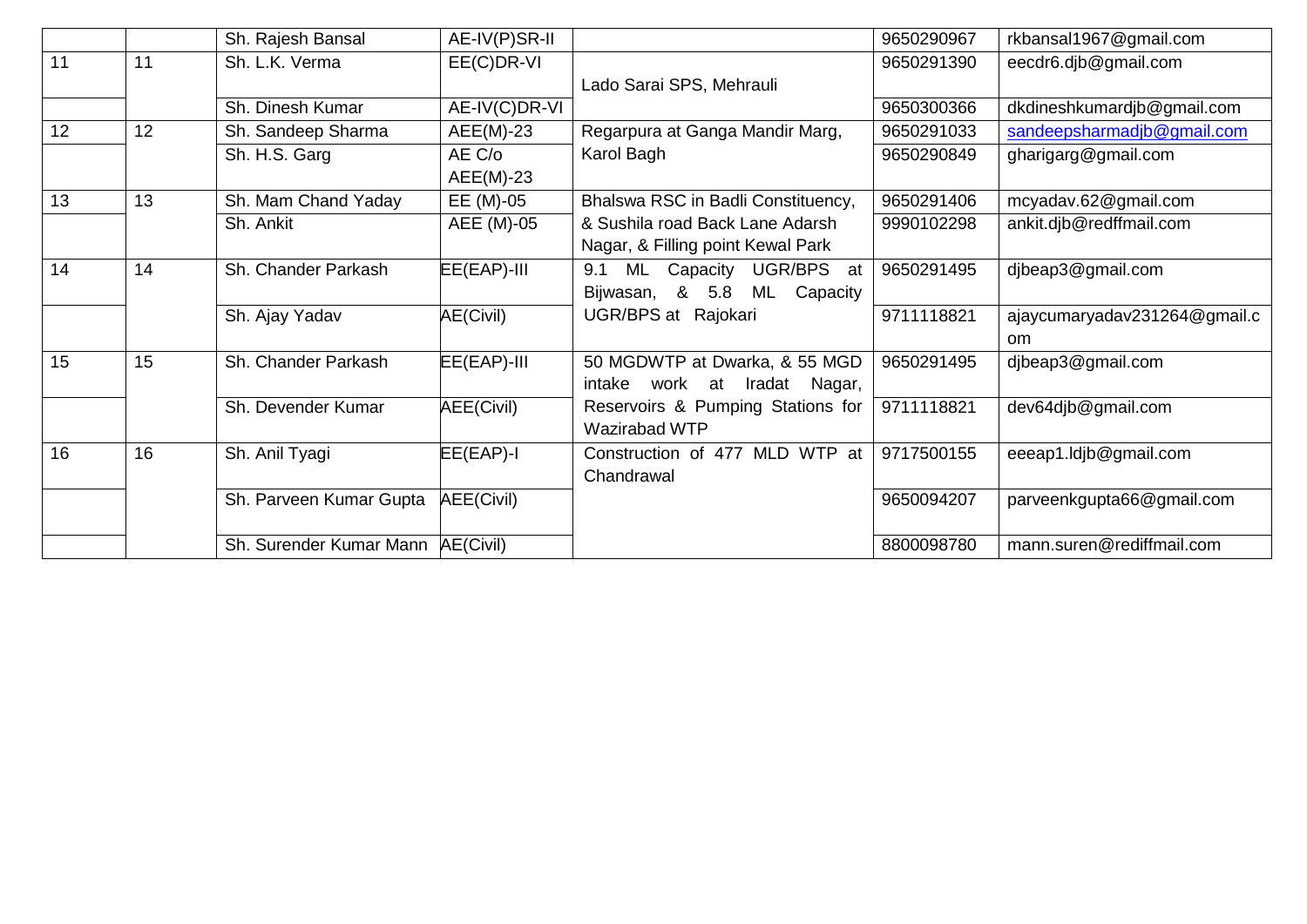| | | | | | | |
|---|---|---|---|---|---|---|
| | | Sh. Rajesh Bansal | AE-IV(P)SR-II | | 9650290967 | rkbansal1967@gmail.com |
| 11 | 11 | Sh. L.K. Verma | EE(C)DR-VI | Lado Sarai SPS, Mehrauli | 9650291390 | eecdr6.djb@gmail.com |
| | | Sh. Dinesh Kumar | AE-IV(C)DR-VI | | 9650300366 | dkdineshkumardjb@gmail.com |
| 12 | 12 | Sh. Sandeep Sharma | AEE(M)-23 | Regarpura at Ganga Mandir Marg, Karol Bagh | 9650291033 | sandeepsharmadjb@gmail.com |
| | | Sh. H.S. Garg | AE C/o AEE(M)-23 | | 9650290849 | gharigarg@gmail.com |
| 13 | 13 | Sh. Mam Chand Yaday | EE (M)-05 | Bhalswa RSC in Badli Constituency, & Sushila road Back Lane Adarsh Nagar, & Filling point Kewal Park | 9650291406 | mcyadav.62@gmail.com |
| | | Sh. Ankit | AEE (M)-05 | | 9990102298 | ankit.djb@redffmail.com |
| 14 | 14 | Sh. Chander Parkash | EE(EAP)-III | 9.1 ML Capacity UGR/BPS at Bijwasan, & 5.8 ML Capacity UGR/BPS at Rajokari | 9650291495 | djbeap3@gmail.com |
| | | Sh. Ajay Yadav | AE(Civil) | | 9711118821 | ajaycumaryadav231264@gmail.com |
| 15 | 15 | Sh. Chander Parkash | EE(EAP)-III | 50 MGDWTP at Dwarka, & 55 MGD intake work at Iradat Nagar, Reservoirs & Pumping Stations for Wazirabad WTP | 9650291495 | djbeap3@gmail.com |
| | | Sh. Devender Kumar | AEE(Civil) | | 9711118821 | dev64djb@gmail.com |
| 16 | 16 | Sh. Anil Tyagi | EE(EAP)-I | Construction of 477 MLD WTP at Chandrawal | 9717500155 | eeeap1.ldjb@gmail.com |
| | | Sh. Parveen Kumar Gupta | AEE(Civil) | | 9650094207 | parveenkgupta66@gmail.com |
| | | Sh. Surender Kumar Mann | AE(Civil) | | 8800098780 | mann.suren@rediffmail.com |